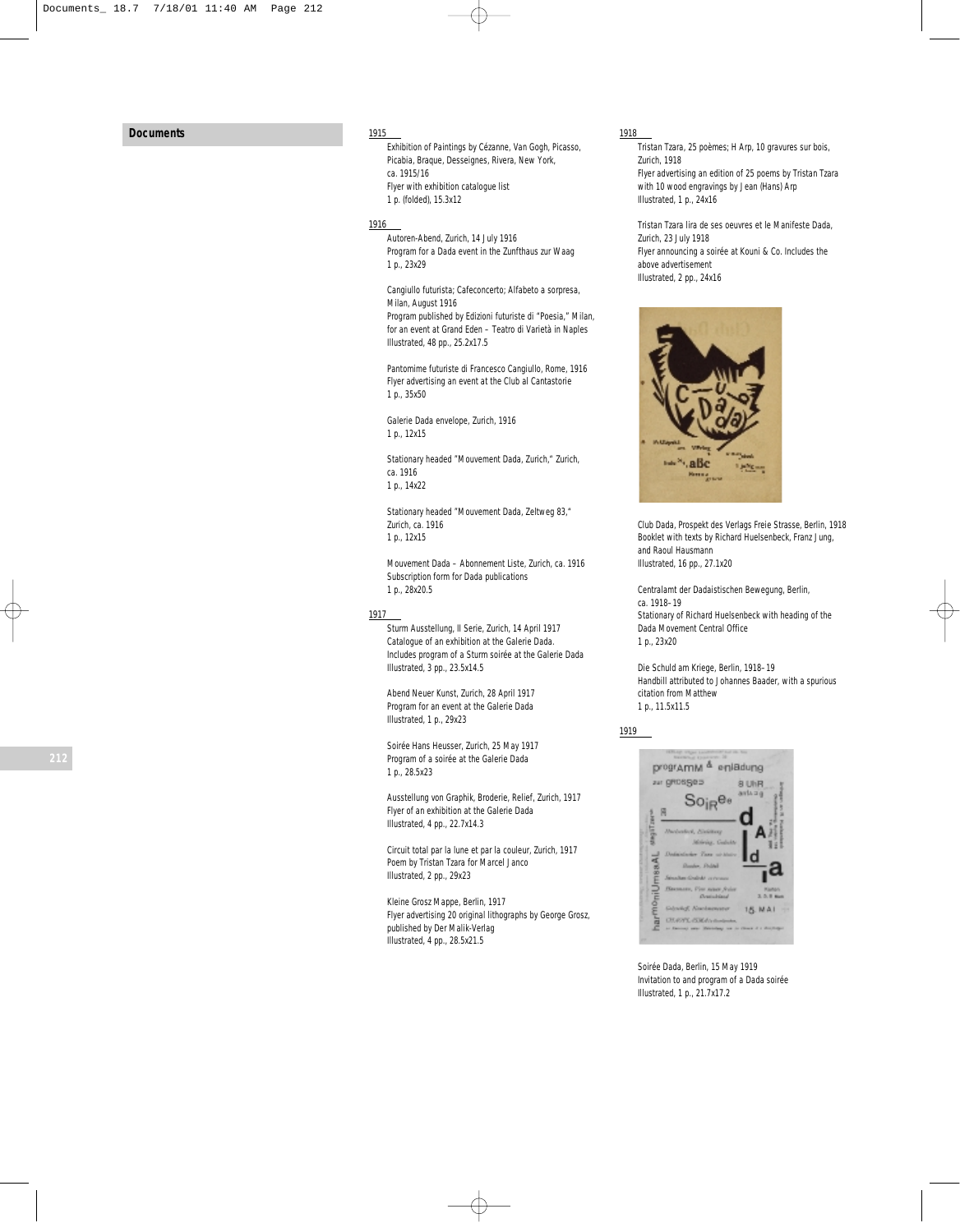## Documents

### 1915

Exhibition of Paintings by Cézanne, Van Gogh, Picasso, Picabia, Braque, Desseignes, Rivera, New York, ca. 1915/16
Flyer with exhibition catalogue list
1 p. (folded), 15.3x12

### 1916

Autoren-Abend, Zurich, 14 July 1916
Program for a Dada event in the Zunfthaus zur Waag
1 p., 23x29

Cangiullo futurista; Cafeconcerto; Alfabeto a sorpresa, Milan, August 1916
Program published by Edizioni futuriste di "Poesia," Milan, for an event at Grand Eden – Teatro di Varietà in Naples
Illustrated, 48 pp., 25.2x17.5

Pantomime futuriste di Francesco Cangiullo, Rome, 1916
Flyer advertising an event at the Club al Cantastorie
1 p., 35x50

Galerie Dada envelope, Zurich, 1916
1 p., 12x15

Stationary headed "Mouvement Dada, Zurich," Zurich, ca. 1916
1 p., 14x22

Stationary headed "Mouvement Dada, Zeltweg 83," Zurich, ca. 1916
1 p., 12x15

Mouvement Dada – Abonnement Liste, Zurich, ca. 1916
Subscription form for Dada publications
1 p., 28x20.5

### 1917

Sturm Ausstellung, II Serie, Zurich, 14 April 1917
Catalogue of an exhibition at the Galerie Dada. Includes program of a Sturm soirée at the Galerie Dada
Illustrated, 3 pp., 23.5x14.5

Abend Neuer Kunst, Zurich, 28 April 1917
Program for an event at the Galerie Dada
Illustrated, 1 p., 29x23

Soirée Hans Heusser, Zurich, 25 May 1917
Program of a soirée at the Galerie Dada
1 p., 28.5x23

Ausstellung von Graphik, Broderie, Relief, Zurich, 1917
Flyer of an exhibition at the Galerie Dada
Illustrated, 4 pp., 22.7x14.3

Circuit total par la lune et par la couleur, Zurich, 1917
Poem by Tristan Tzara for Marcel Janco
Illustrated, 2 pp., 29x23

Kleine Grosz Mappe, Berlin, 1917
Flyer advertising 20 original lithographs by George Grosz, published by Der Malik-Verlag
Illustrated, 4 pp., 28.5x21.5

### 1918

Tristan Tzara, 25 poèmes; H Arp, 10 gravures sur bois, Zurich, 1918
Flyer advertising an edition of 25 poems by Tristan Tzara with 10 wood engravings by Jean (Hans) Arp
Illustrated, 1 p., 24x16

Tristan Tzara lira de ses oeuvres et le Manifeste Dada, Zurich, 23 July 1918
Flyer announcing a soirée at Kouni & Co. Includes the above advertisement
Illustrated, 2 pp., 24x16

Club Dada, Prospekt des Verlags Freie Strasse, Berlin, 1918
Booklet with texts by Richard Huelsenbeck, Franz Jung, and Raoul Hausmann
Illustrated, 16 pp., 27.1x20

Centralamt der Dadaistischen Bewegung, Berlin, ca. 1918–19
Stationary of Richard Huelsenbeck with heading of the Dada Movement Central Office
1 p., 23x20

Die Schuld am Kriege, Berlin, 1918–19
Handbill attributed to Johannes Baader, with a spurious citation from Matthew
1 p., 11.5x11.5

### 1919

Soirée Dada, Berlin, 15 May 1919
Invitation to and program of a Dada soirée
Illustrated, 1 p., 21.7x17.2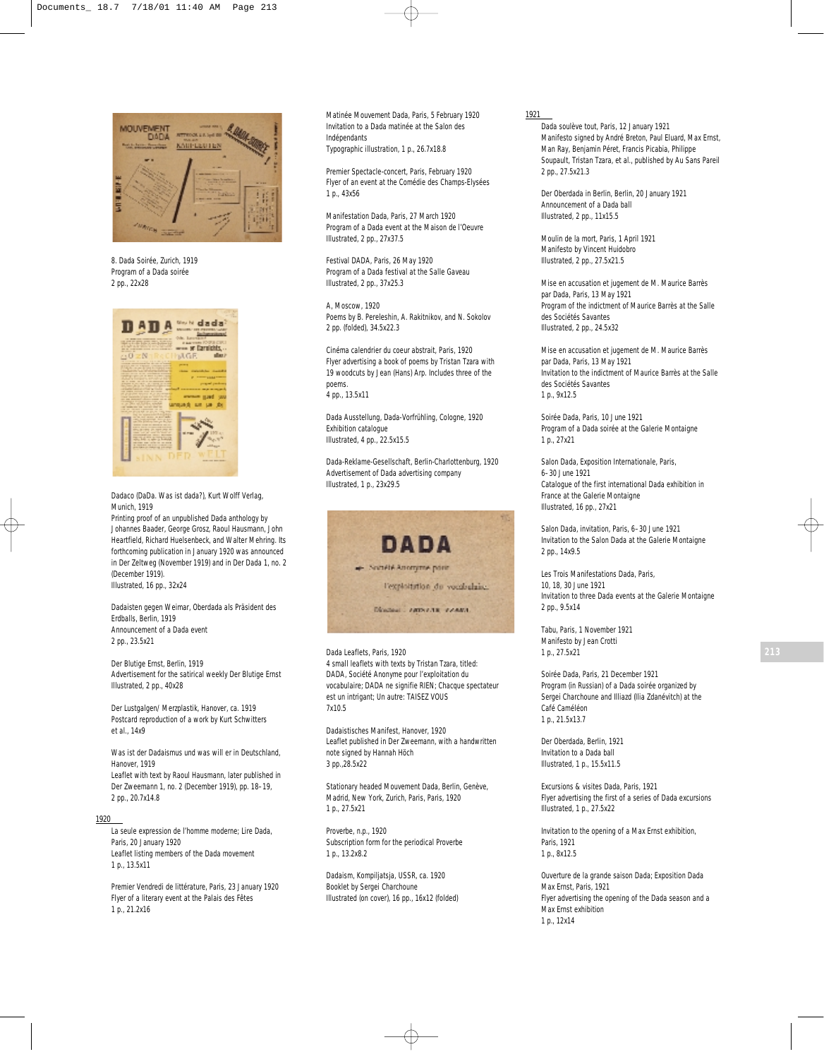8. Dada Soirée, Zurich, 1919
Program of a Dada soirée
2 pp., 22x28

Dadaco (DaDa. Was ist dada?), Kurt Wolff Verlag, Munich, 1919
Printing proof of an unpublished Dada anthology by Johannes Baader, George Grosz, Raoul Hausmann, John Heartfield, Richard Huelsenbeck, and Walter Mehring. Its forthcoming publication in January 1920 was announced in Der Zeltweg (November 1919) and in Der Dada 1, no. 2 (December 1919).
Illustrated, 16 pp., 32x24

Dadaisten gegen Weimar, Oberdada als Präsident des Erdballs, Berlin, 1919
Announcement of a Dada event
2 pp., 23.5x21

Der Blutige Ernst, Berlin, 1919
Advertisement for the satirical weekly Der Blutige Ernst
Illustrated, 2 pp., 40x28

Der Lustgalgen/ Merzplastik, Hanover, ca. 1919
Postcard reproduction of a work by Kurt Schwitters et al., 14x9

Was ist der Dadaismus und was will er in Deutschland, Hanover, 1919
Leaflet with text by Raoul Hausmann, later published in Der Zweemann 1, no. 2 (December 1919), pp. 18–19,
2 pp., 20.7x14.8

## 1920

La seule expression de l'homme moderne; Lire Dada, Paris, 20 January 1920
Leaflet listing members of the Dada movement
1 p., 13.5x11

Premier Vendredi de littérature, Paris, 23 January 1920
Flyer of a literary event at the Palais des Fêtes
1 p., 21.2x16

Matinée Mouvement Dada, Paris, 5 February 1920
Invitation to a Dada matinée at the Salon des Indépendants
Typographic illustration, 1 p., 26.7x18.8

Premier Spectacle-concert, Paris, February 1920
Flyer of an event at the Comédie des Champs-Elysées
1 p., 43x56

Manifestation Dada, Paris, 27 March 1920
Program of a Dada event at the Maison de l'Oeuvre
Illustrated, 2 pp., 27x37.5

Festival DADA, Paris, 26 May 1920
Program of a Dada festival at the Salle Gaveau
Illustrated, 2 pp., 37x25.3

A, Moscow, 1920
Poems by B. Pereleshin, A. Rakitnikov, and N. Sokolov
2 pp. (folded), 34.5x22.3

Cinéma calendrier du coeur abstrait, Paris, 1920
Flyer advertising a book of poems by Tristan Tzara with 19 woodcuts by Jean (Hans) Arp. Includes three of the poems.
4 pp., 13.5x11

Dada Ausstellung, Dada-Vorfrühling, Cologne, 1920
Exhibition catalogue
Illustrated, 4 pp., 22.5x15.5

Dada-Reklame-Gesellschaft, Berlin-Charlottenburg, 1920
Advertisement of Dada advertising company
Illustrated, 1 p., 23x29.5

Dada Leaflets, Paris, 1920
4 small leaflets with texts by Tristan Tzara, titled: DADA, Société Anonyme pour l'exploitation du vocabulaire; DADA ne signifie RIEN; Chacque spectateur est un intrigant; Un autre: TAISEZ VOUS
7x10.5

Dadaistisches Manifest, Hanover, 1920
Leaflet published in Der Zweemann, with a handwritten note signed by Hannah Höch
3 pp.,28.5x22

Stationary headed Mouvement Dada, Berlin, Genève, Madrid, New York, Zurich, Paris, Paris, 1920
1 p., 27.5x21

Proverbe, n.p., 1920
Subscription form for the periodical Proverbe
1 p., 13.2x8.2

Dadaism, Kompiljatsja, USSR, ca. 1920
Booklet by Sergei Charchoune
Illustrated (on cover), 16 pp., 16x12 (folded)

## 1921

Dada soulève tout, Paris, 12 January 1921
Manifesto signed by André Breton, Paul Eluard, Max Ernst, Man Ray, Benjamin Péret, Francis Picabia, Philippe Soupault, Tristan Tzara, et al., published by Au Sans Pareil
2 pp., 27.5x21.3

Der Oberdada in Berlin, Berlin, 20 January 1921
Announcement of a Dada ball
Illustrated, 2 pp., 11x15.5

Moulin de la mort, Paris, 1 April 1921
Manifesto by Vincent Huidobro
Illustrated, 2 pp., 27.5x21.5

Mise en accusation et jugement de M. Maurice Barrès par Dada, Paris, 13 May 1921
Program of the indictment of Maurice Barrès at the Salle des Sociétés Savantes
Illustrated, 2 pp., 24.5x32

Mise en accusation et jugement de M. Maurice Barrès par Dada, Paris, 13 May 1921
Invitation to the indictment of Maurice Barrès at the Salle des Sociétés Savantes
1 p., 9x12.5

Soirée Dada, Paris, 10 June 1921
Program of a Dada soirée at the Galerie Montaigne
1 p., 27x21

Salon Dada, Exposition Internationale, Paris, 6–30 June 1921
Catalogue of the first international Dada exhibition in France at the Galerie Montaigne
Illustrated, 16 pp., 27x21

Salon Dada, invitation, Paris, 6–30 June 1921
Invitation to the Salon Dada at the Galerie Montaigne
2 pp., 14x9.5

Les Trois Manifestations Dada, Paris, 10, 18, 30 June 1921
Invitation to three Dada events at the Galerie Montaigne
2 pp., 9.5x14

Tabu, Paris, 1 November 1921
Manifesto by Jean Crotti
1 p., 27.5x21

Soirée Dada, Paris, 21 December 1921
Program (in Russian) of a Dada soirée organized by Sergei Charchoune and Illiazd (Ilia Zdanévitch) at the Café Caméléon
1 p., 21.5x13.7

Der Oberdada, Berlin, 1921
Invitation to a Dada ball
Illustrated, 1 p., 15.5x11.5

Excursions & visites Dada, Paris, 1921
Flyer advertising the first of a series of Dada excursions
Illustrated, 1 p., 27.5x22

Invitation to the opening of a Max Ernst exhibition, Paris, 1921
1 p., 8x12.5

Ouverture de la grande saison Dada; Exposition Dada Max Ernst, Paris, 1921
Flyer advertising the opening of the Dada season and a Max Ernst exhibition
1 p., 12x14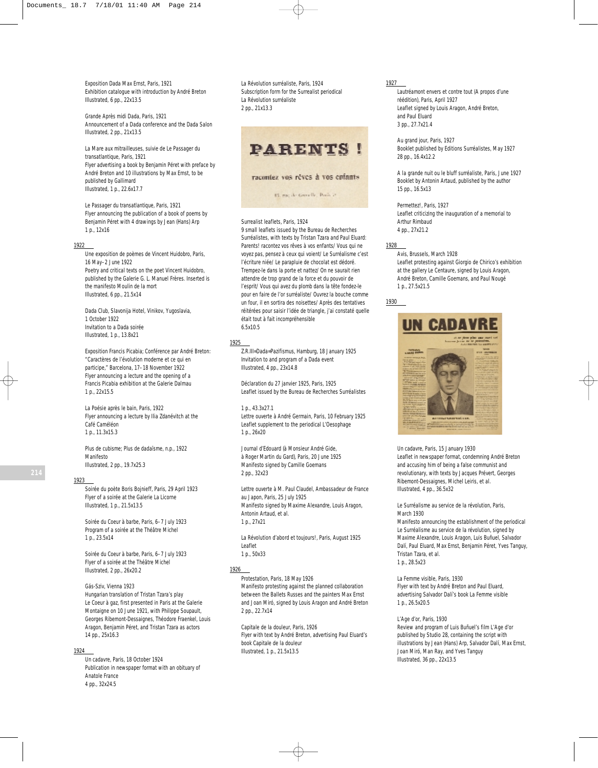Exposition Dada Max Ernst, Paris, 1921
Exhibition catalogue with introduction by André Breton
Illustrated, 6 pp., 22x13.5

Grande Après midi Dada, Paris, 1921
Announcement of a Dada conference and the Dada Salon
Illustrated, 2 pp., 21x13.5

La Mare aux mitrailleuses, suivie de Le Passager du transatlantique, Paris, 1921
Flyer advertising a book by Benjamin Péret with preface by André Breton and 10 illustrations by Max Ernst, to be published by Gallimard
Illustrated, 1 p., 22.6x17.7

Le Passager du transatlantique, Paris, 1921
Flyer announcing the publication of a book of poems by Benjamin Péret with 4 drawings by Jean (Hans) Arp
1 p., 12x16

## 1922

Une exposition de poèmes de Vincent Huidobro, Paris, 16 May–2 June 1922
Poetry and critical texts on the poet Vincent Huidobro, published by the Galerie G. L. Manuel Frères. Inserted is the manifesto Moulin de la mort
Illustrated, 6 pp., 21.5x14

Dada Club, Slavonija Hotel, Vinikov, Yugoslavia, 1 October 1922
Invitation to a Dada soirée
Illustrated, 1 p., 13.8x21

Exposition Francis Picabia; Conférence par André Breton: "Caractères de l'évolution moderne et ce qui en participe," Barcelona, 17–18 November 1922
Flyer announcing a lecture and the opening of a Francis Picabia exhibition at the Galerie Dalmau
1 p., 22x15.5

La Poésie après le bain, Paris, 1922
Flyer announcing a lecture by Ilia Zdanévitch at the Café Caméléon
1 p., 11.3x15.3

Plus de cubisme; Plus de dadaïsme, n.p., 1922
Manifesto
Illustrated, 2 pp., 19.7x25.3

## 1923

Soirée du poète Boris Bojnieff, Paris, 29 April 1923
Flyer of a soirée at the Galerie La Licorne
Illustrated, 1 p., 21.5x13.5

Soirée du Coeur à barbe, Paris, 6–7 July 1923
Program of a soirée at the Théâtre Michel
1 p., 23.5x14

Soirée du Coeur à barbe, Paris, 6–7 July 1923
Flyer of a soirée at the Théâtre Michel
Illustrated, 2 pp., 26x20.2

Gás-Sziv, Vienna 1923
Hungarian translation of Tristan Tzara's play Le Coeur à gaz, first presented in Paris at the Galerie Montaigne on 10 June 1921, with Philippe Soupault, Georges Ribemont-Dessaignes, Théodore Fraenkel, Louis Aragon, Benjamin Péret, and Tristan Tzara as actors
14 pp., 25x16.3

## 1924

Un cadavre, Paris, 18 October 1924
Publication in newspaper format with an obituary of Anatole France
4 pp., 32x24.5

La Révolution surréaliste, Paris, 1924
Subscription form for the Surrealist periodical La Révolution surréaliste
2 pp., 21x13.3

Surrealist leaflets, Paris, 1924
9 small leaflets issued by the Bureau de Recherches Surréalistes, with texts by Tristan Tzara and Paul Eluard: Parents! racontez vos rêves à vos enfants/ Vous qui ne voyez pas, pensez à ceux qui voient/ Le Surréalisme c'est l'écriture niée/ Le parapluie de chocolat est dédoré. Trempez-le dans la porte et nattez/ On ne saurait rien attendre de trop grand de la force et du pouvoir de l'esprit/ Vous qui avez du plomb dans la tête fondez-le pour en faire de l'or surréaliste/ Ouvrez la bouche comme un four, il en sortira des noisettes/ Après des tentatives réitérées pour saisir l'idée de triangle, j'ai constaté quelle était tout à fait incompréhensible
6.5x10.5

## 1925

Z.R.III=Dada=Pazifismus, Hamburg, 18 January 1925
Invitation to and program of a Dada event
Illustrated, 4 pp., 23x14.8

Déclaration du 27 janvier 1925, Paris, 1925
Leaflet issued by the Bureau de Recherches Surréalistes

1 p., 43.3x27.1
Lettre ouverte à André Germain, Paris, 10 February 1925
Leaflet supplement to the periodical L'Oesophage
1 p., 26x20

Journal d'Edouard (à Monsieur André Gide, à Roger Martin du Gard), Paris, 20 June 1925
Manifesto signed by Camille Goemans
2 pp., 32x23

Lettre ouverte à M. Paul Claudel, Ambassadeur de France au Japon, Paris, 25 July 1925
Manifesto signed by Maxime Alexandre, Louis Aragon, Antonin Artaud, et al.
1 p., 27x21

La Révolution d'abord et toujours!, Paris, August 1925
Leaflet
1 p., 50x33

## 1926

Protestation, Paris, 18 May 1926
Manifesto protesting against the planned collaboration between the Ballets Russes and the painters Max Ernst and Joan Miró, signed by Louis Aragon and André Breton
2 pp., 22.7x14

Capitale de la douleur, Paris, 1926
Flyer with text by André Breton, advertising Paul Eluard's book Capitale de la douleur
Illustrated, 1 p., 21.5x13.5

## 1927

Lautréamont envers et contre tout (A propos d'une réédition), Paris, April 1927
Leaflet signed by Louis Aragon, André Breton, and Paul Eluard
3 pp., 27.7x21.4

Au grand jour, Paris, 1927
Booklet published by Editions Surréalistes, May 1927
28 pp., 16.4x12.2

A la grande nuit ou le bluff surréaliste, Paris, June 1927
Booklet by Antonin Artaud, published by the author
15 pp., 16.5x13

Permettez!, Paris, 1927
Leaflet criticizing the inauguration of a memorial to Arthur Rimbaud
4 pp., 27x21.2

## 1928

Avis, Brussels, March 1928
Leaflet protesting against Giorgio de Chirico's exhibition at the gallery Le Centaure, signed by Louis Aragon, André Breton, Camille Goemans, and Paul Nougé
1 p., 27.5x21.5

## 1930

Un cadavre, Paris, 15 January 1930
Leaflet in newspaper format, condemning André Breton and accusing him of being a false communist and revolutionary, with texts by Jacques Prévert, Georges Ribemont-Dessaignes, Michel Leiris, et al.
Illustrated, 4 pp., 36.5x32

Le Surréalisme au service de la révolution, Paris, March 1930
Manifesto announcing the establishment of the periodical Le Surréalisme au service de la révolution, signed by Maxime Alexandre, Louis Aragon, Luis Buñuel, Salvador Dalí, Paul Eluard, Max Ernst, Benjamin Péret, Yves Tanguy, Tristan Tzara, et al.
1 p., 28.5x23

La Femme visible, Paris, 1930
Flyer with text by André Breton and Paul Eluard, advertising Salvador Dalí's book La Femme visible
1 p., 26.5x20.5

L'Age d'or, Paris, 1930
Review and program of Luis Buñuel's film L'Age d'or published by Studio 28, containing the script with illustrations by Jean (Hans) Arp, Salvador Dalí, Max Ernst, Joan Miró, Man Ray, and Yves Tanguy
Illustrated, 36 pp., 22x13.5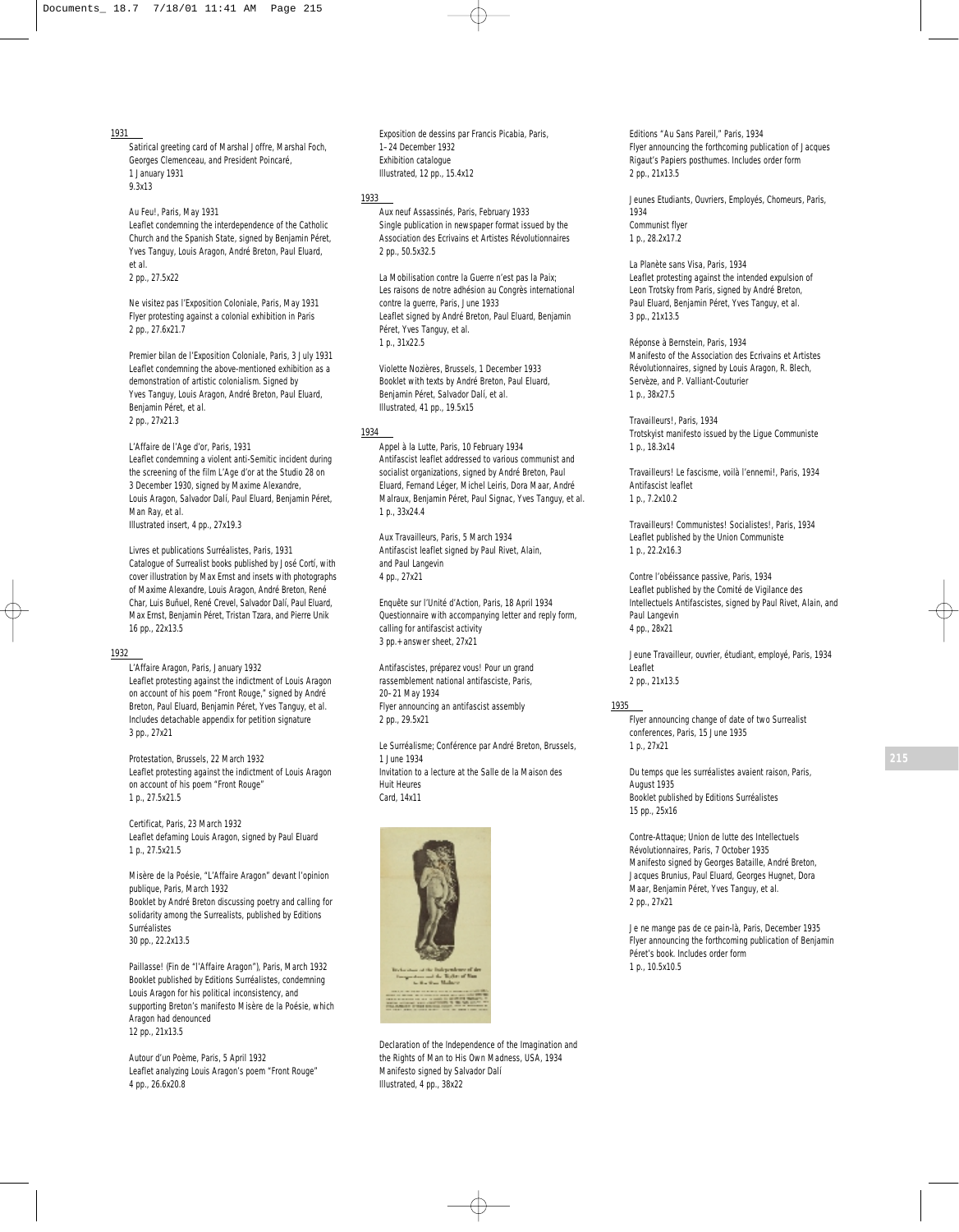## 1931

Satirical greeting card of Marshal Joffre, Marshal Foch, Georges Clemenceau, and President Poincaré, 1 January 1931
9.3x13

Au Feu!, Paris, May 1931
Leaflet condemning the interdependence of the Catholic Church and the Spanish State, signed by Benjamin Péret, Yves Tanguy, Louis Aragon, André Breton, Paul Eluard, et al.
2 pp., 27.5x22

Ne visitez pas l'Exposition Coloniale, Paris, May 1931
Flyer protesting against a colonial exhibition in Paris
2 pp., 27.6x21.7

Premier bilan de l'Exposition Coloniale, Paris, 3 July 1931
Leaflet condemning the above-mentioned exhibition as a demonstration of artistic colonialism. Signed by Yves Tanguy, Louis Aragon, André Breton, Paul Eluard, Benjamin Péret, et al.
2 pp., 27x21.3

L'Affaire de l'Age d'or, Paris, 1931
Leaflet condemning a violent anti-Semitic incident during the screening of the film L'Age d'or at the Studio 28 on 3 December 1930, signed by Maxime Alexandre, Louis Aragon, Salvador Dalí, Paul Eluard, Benjamin Péret, Man Ray, et al.
Illustrated insert, 4 pp., 27x19.3

Livres et publications Surréalistes, Paris, 1931
Catalogue of Surrealist books published by José Cortí, with cover illustration by Max Ernst and insets with photographs of Maxime Alexandre, Louis Aragon, André Breton, René Char, Luis Buñuel, René Crevel, Salvador Dalí, Paul Eluard, Max Ernst, Benjamin Péret, Tristan Tzara, and Pierre Unik
16 pp., 22x13.5

## 1932

L'Affaire Aragon, Paris, January 1932
Leaflet protesting against the indictment of Louis Aragon on account of his poem "Front Rouge," signed by André Breton, Paul Eluard, Benjamin Péret, Yves Tanguy, et al. Includes detachable appendix for petition signature
3 pp., 27x21

Protestation, Brussels, 22 March 1932
Leaflet protesting against the indictment of Louis Aragon on account of his poem "Front Rouge"
1 p., 27.5x21.5

Certificat, Paris, 23 March 1932
Leaflet defaming Louis Aragon, signed by Paul Eluard
1 p., 27.5x21.5

Misère de la Poésie, "L'Affaire Aragon" devant l'opinion publique, Paris, March 1932
Booklet by André Breton discussing poetry and calling for solidarity among the Surrealists, published by Editions Surréalistes
30 pp., 22.2x13.5

Paillasse! (Fin de "l'Affaire Aragon"), Paris, March 1932
Booklet published by Editions Surréalistes, condemning Louis Aragon for his political inconsistency, and supporting Breton's manifesto Misère de la Poésie, which Aragon had denounced
12 pp., 21x13.5

Autour d'un Poème, Paris, 5 April 1932
Leaflet analyzing Louis Aragon's poem "Front Rouge"
4 pp., 26.6x20.8

Exposition de dessins par Francis Picabia, Paris, 1–24 December 1932
Exhibition catalogue
Illustrated, 12 pp., 15.4x12

## 1933

Aux neuf Assassinés, Paris, February 1933
Single publication in newspaper format issued by the Association des Ecrivains et Artistes Révolutionnaires
2 pp., 50.5x32.5

La Mobilisation contre la Guerre n'est pas la Paix; Les raisons de notre adhésion au Congrès international contre la guerre, Paris, June 1933
Leaflet signed by André Breton, Paul Eluard, Benjamin Péret, Yves Tanguy, et al.
1 p., 31x22.5

Violette Nozières, Brussels, 1 December 1933
Booklet with texts by André Breton, Paul Eluard, Benjamin Péret, Salvador Dalí, et al.
Illustrated, 41 pp., 19.5x15

## 1934

Appel à la Lutte, Paris, 10 February 1934
Antifascist leaflet addressed to various communist and socialist organizations, signed by André Breton, Paul Eluard, Fernand Léger, Michel Leiris, Dora Maar, André Malraux, Benjamin Péret, Paul Signac, Yves Tanguy, et al.
1 p., 33x24.4

Aux Travailleurs, Paris, 5 March 1934
Antifascist leaflet signed by Paul Rivet, Alain, and Paul Langevin
4 pp., 27x21

Enquête sur l'Unité d'Action, Paris, 18 April 1934
Questionnaire with accompanying letter and reply form, calling for antifascist activity
3 pp.+answer sheet, 27x21

Antifascistes, préparez vous! Pour un grand rassemblement national antifasciste, Paris, 20–21 May 1934
Flyer announcing an antifascist assembly
2 pp., 29.5x21

Le Surréalisme; Conférence par André Breton, Brussels, 1 June 1934
Invitation to a lecture at the Salle de la Maison des Huit Heures
Card, 14x11

Declaration of the Independence of the Imagination and the Rights of Man to His Own Madness, USA, 1934
Manifesto signed by Salvador Dalí
Illustrated, 4 pp., 38x22

Editions "Au Sans Pareil," Paris, 1934
Flyer announcing the forthcoming publication of Jacques Rigaut's Papiers posthumes. Includes order form
2 pp., 21x13.5

Jeunes Etudiants, Ouvriers, Employés, Chomeurs, Paris, 1934
Communist flyer
1 p., 28.2x17.2

La Planète sans Visa, Paris, 1934
Leaflet protesting against the intended expulsion of Leon Trotsky from Paris, signed by André Breton, Paul Eluard, Benjamin Péret, Yves Tanguy, et al.
3 pp., 21x13.5

Réponse à Bernstein, Paris, 1934
Manifesto of the Association des Ecrivains et Artistes Révolutionnaires, signed by Louis Aragon, R. Blech, Servèze, and P. Valliant-Couturier
1 p., 38x27.5

Travailleurs!, Paris, 1934
Trotskyist manifesto issued by the Ligue Communiste
1 p., 18.3x14

Travailleurs! Le fascisme, voilà l'ennemi!, Paris, 1934
Antifascist leaflet
1 p., 7.2x10.2

Travailleurs! Communistes! Socialistes!, Paris, 1934
Leaflet published by the Union Communiste
1 p., 22.2x16.3

Contre l'obéissance passive, Paris, 1934
Leaflet published by the Comité de Vigilance des Intellectuels Antifascistes, signed by Paul Rivet, Alain, and Paul Langevin
4 pp., 28x21

Jeune Travailleur, ouvrier, étudiant, employé, Paris, 1934
Leaflet
2 pp., 21x13.5

## 1935

Flyer announcing change of date of two Surrealist conferences, Paris, 15 June 1935
1 p., 27x21

Du temps que les surréalistes avaient raison, Paris, August 1935
Booklet published by Editions Surréalistes
15 pp., 25x16

Contre-Attaque; Union de lutte des Intellectuels Révolutionnaires, Paris, 7 October 1935
Manifesto signed by Georges Bataille, André Breton, Jacques Brunius, Paul Eluard, Georges Hugnet, Dora Maar, Benjamin Péret, Yves Tanguy, et al.
2 pp., 27x21

Je ne mange pas de ce pain-là, Paris, December 1935
Flyer announcing the forthcoming publication of Benjamin Péret's book. Includes order form
1 p., 10.5x10.5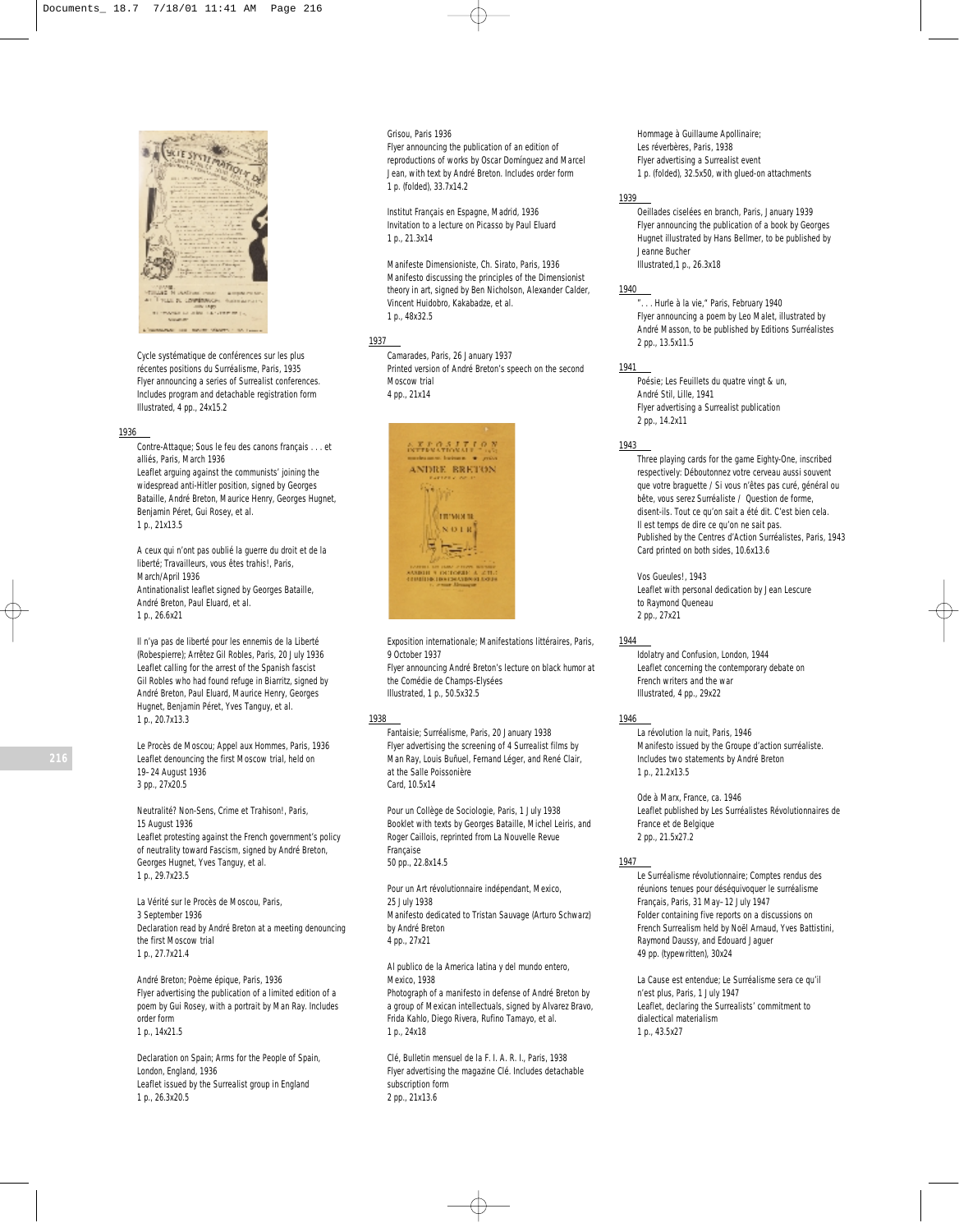Cycle systématique de conférences sur les plus récentes positions du Surréalisme, Paris, 1935
Flyer announcing a series of Surrealist conferences. Includes program and detachable registration form
Illustrated, 4 pp., 24x15.2

### 1936

Contre-Attaque; Sous le feu des canons français . . . et alliés, Paris, March 1936
Leaflet arguing against the communists' joining the widespread anti-Hitler position, signed by Georges Bataille, André Breton, Maurice Henry, Georges Hugnet, Benjamin Péret, Gui Rosey, et al.
1 p., 21x13.5

A ceux qui n'ont pas oublié la guerre du droit et de la liberté; Travailleurs, vous êtes trahis!, Paris, March/April 1936
Antinationalist leaflet signed by Georges Bataille, André Breton, Paul Eluard, et al.
1 p., 26.6x21

Il n'ya pas de liberté pour les ennemis de la Liberté (Robespierre); Arrêtez Gil Robles, Paris, 20 July 1936
Leaflet calling for the arrest of the Spanish fascist Gil Robles who had found refuge in Biarritz, signed by André Breton, Paul Eluard, Maurice Henry, Georges Hugnet, Benjamin Péret, Yves Tanguy, et al.
1 p., 20.7x13.3

Le Procès de Moscou; Appel aux Hommes, Paris, 1936
Leaflet denouncing the first Moscow trial, held on 19–24 August 1936
3 pp., 27x20.5

Neutralité? Non-Sens, Crime et Trahison!, Paris, 15 August 1936
Leaflet protesting against the French government's policy of neutrality toward Fascism, signed by André Breton, Georges Hugnet, Yves Tanguy, et al.
1 p., 29.7x23.5

La Vérité sur le Procès de Moscou, Paris, 3 September 1936
Declaration read by André Breton at a meeting denouncing the first Moscow trial
1 p., 27.7x21.4

André Breton; Poème épique, Paris, 1936
Flyer advertising the publication of a limited edition of a poem by Gui Rosey, with a portrait by Man Ray. Includes order form
1 p., 14x21.5

Declaration on Spain; Arms for the People of Spain, London, England, 1936
Leaflet issued by the Surrealist group in England
1 p., 26.3x20.5

Grisou, Paris 1936
Flyer announcing the publication of an edition of reproductions of works by Oscar Domínguez and Marcel Jean, with text by André Breton. Includes order form
1 p. (folded), 33.7x14.2

Institut Français en Espagne, Madrid, 1936
Invitation to a lecture on Picasso by Paul Eluard
1 p., 21.3x14

Manifeste Dimensioniste, Ch. Sirato, Paris, 1936
Manifesto discussing the principles of the Dimensionist theory in art, signed by Ben Nicholson, Alexander Calder, Vincent Huidobro, Kakabadze, et al.
1 p., 48x32.5

### 1937

Camarades, Paris, 26 January 1937
Printed version of André Breton's speech on the second Moscow trial
4 pp., 21x14

Exposition internationale; Manifestations littéraires, Paris, 9 October 1937
Flyer announcing André Breton's lecture on black humor at the Comédie de Champs-Elysées
Illustrated, 1 p., 50.5x32.5

### 1938

Fantaisie; Surréalisme, Paris, 20 January 1938
Flyer advertising the screening of 4 Surrealist films by Man Ray, Louis Buñuel, Fernand Léger, and René Clair, at the Salle Poissonière
Card, 10.5x14

Pour un Collège de Sociologie, Paris, 1 July 1938
Booklet with texts by Georges Bataille, Michel Leiris, and Roger Caillois, reprinted from La Nouvelle Revue Française
50 pp., 22.8x14.5

Pour un Art révolutionnaire indépendant, Mexico, 25 July 1938
Manifesto dedicated to Tristan Sauvage (Arturo Schwarz) by André Breton
4 pp., 27x21

Al publico de la America latina y del mundo entero, Mexico, 1938
Photograph of a manifesto in defense of André Breton by a group of Mexican intellectuals, signed by Alvarez Bravo, Frida Kahlo, Diego Rivera, Rufino Tamayo, et al.
1 p., 24x18

Clé, Bulletin mensuel de la F. I. A. R. I., Paris, 1938
Flyer advertising the magazine Clé. Includes detachable subscription form
2 pp., 21x13.6

Hommage à Guillaume Apollinaire; Les réverbères, Paris, 1938
Flyer advertising a Surrealist event
1 p. (folded), 32.5x50, with glued-on attachments

### 1939

Oeillades ciselées en branch, Paris, January 1939
Flyer announcing the publication of a book by Georges Hugnet illustrated by Hans Bellmer, to be published by Jeanne Bucher
Illustrated,1 p., 26.3x18

### 1940

". . . Hurle à la vie," Paris, February 1940
Flyer announcing a poem by Leo Malet, illustrated by André Masson, to be published by Editions Surréalistes
2 pp., 13.5x11.5

### 1941

Poésie; Les Feuillets du quatre vingt & un, André Stil, Lille, 1941
Flyer advertising a Surrealist publication
2 pp., 14.2x11

### 1943

Three playing cards for the game Eighty-One, inscribed respectively: Déboutonnez votre cerveau aussi souvent que votre braguette / Si vous n'êtes pas curé, général ou bête, vous serez Surréaliste / Question de forme, disent-ils. Tout ce qu'on sait a été dit. C'est bien cela. Il est temps de dire ce qu'on ne sait pas.
Published by the Centres d'Action Surréalistes, Paris, 1943
Card printed on both sides, 10.6x13.6

Vos Gueules!, 1943
Leaflet with personal dedication by Jean Lescure to Raymond Queneau
2 pp., 27x21

### 1944

Idolatry and Confusion, London, 1944
Leaflet concerning the contemporary debate on French writers and the war
Illustrated, 4 pp., 29x22

### 1946

La révolution la nuit, Paris, 1946
Manifesto issued by the Groupe d'action surréaliste. Includes two statements by André Breton
1 p., 21.2x13.5

Ode à Marx, France, ca. 1946
Leaflet published by Les Surréalistes Révolutionnaires de France et de Belgique
2 pp., 21.5x27.2

### 1947

Le Surréalisme révolutionnaire; Comptes rendus des réunions tenues pour déséquivoquer le surréalisme Français, Paris, 31 May–12 July 1947
Folder containing five reports on a discussions on French Surrealism held by Noël Arnaud, Yves Battistini, Raymond Daussy, and Edouard Jaguer
49 pp. (typewritten), 30x24

La Cause est entendue; Le Surréalisme sera ce qu'il n'est plus, Paris, 1 July 1947
Leaflet, declaring the Surrealists' commitment to dialectical materialism
1 p., 43.5x27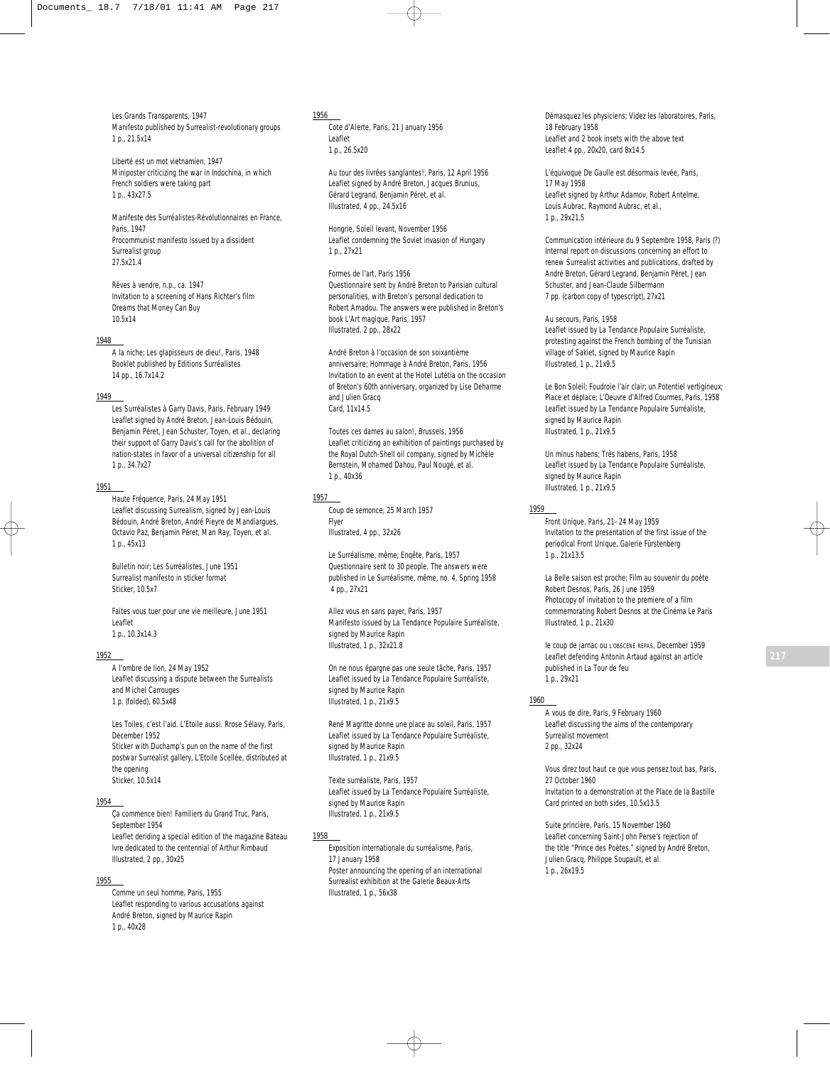Les Grands Transparents, 1947
Manifesto published by Surrealist-revolutionary groups
1 p., 21.5x14

Liberté est un mot vietnamien, 1947
Miniposter criticizing the war in Indochina, in which French soldiers were taking part
1 p., 43x27.5

Manifeste des Surréalistes-Révolutionnaires en France, Paris, 1947
Procommunist manifesto issued by a dissident Surrealist group
27.5x21.4

Rêves à vendre, n.p., ca. 1947
Invitation to a screening of Hans Richter's film Dreams that Money Can Buy
10.5x14

## 1948

A la niche; Les glapisseurs de dieu!, Paris, 1948
Booklet published by Editions Surréalistes
14 pp., 16.7x14.2

## 1949

Les Surréalistes à Garry Davis, Paris, February 1949
Leaflet signed by André Breton, Jean-Louis Bédouin, Benjamin Péret, Jean Schuster, Toyen, et al., declaring their support of Garry Davis's call for the abolition of nation-states in favor of a universal citizenship for all
1 p., 34.7x27

## 1951

Haute Fréquence, Paris, 24 May 1951
Leaflet discussing Surrealism, signed by Jean-Louis Bédouin, André Breton, André Pieyre de Mandiargues, Octavio Paz, Benjamin Péret, Man Ray, Toyen, et al.
1 p., 45x13

Bulletin noir; Les Surréalistes, June 1951
Surrealist manifesto in sticker format
Sticker, 10.5x7

Faites vous tuer pour une vie meilleure, June 1951
Leaflet
1 p., 10.3x14.3

## 1952

A l'ombre de lion, 24 May 1952
Leaflet discussing a dispute between the Surrealists and Michel Carrouges
1 p. (folded), 60.5x48

Les Toiles, c'est l'aid. L'Etoile aussi. Rrose Sélavy, Paris, December 1952
Sticker with Duchamp's pun on the name of the first postwar Surrealist gallery, L'Etoile Scellée, distributed at the opening
Sticker, 10.5x14

## 1954

Ça commence bien! Familiers du Grand Truc, Paris, September 1954
Leaflet deriding a special edition of the magazine Bateau Ivre dedicated to the centennial of Arthur Rimbaud
Illustrated, 2 pp., 30x25

## 1955

Comme un seul homme, Paris, 1955
Leaflet responding to various accusations against André Breton, signed by Maurice Rapin
1 p., 40x28

## 1956

Cote d'Alerte, Paris, 21 January 1956
Leaflet
1 p., 26.5x20

Au tour des livrées sanglantes!, Paris, 12 April 1956
Leaflet signed by André Breton, Jacques Brunius, Gérard Legrand, Benjamin Péret, et al.
Illustrated, 4 pp., 24.5x16

Hongrie, Soleil levant, November 1956
Leaflet condemning the Soviet invasion of Hungary
1 p., 27x21

Formes de l'art, Paris 1956
Questionnaire sent by André Breton to Parisian cultural personalities, with Breton's personal dedication to Robert Amadou. The answers were published in Breton's book L'Art magique, Paris, 1957
Illustrated, 2 pp., 28x22

André Breton à l'occasion de son soixantième anniversaire; Hommage à André Breton, Paris, 1956
Invitation to an event at the Hotel Lutétia on the occasion of Breton's 60th anniversary, organized by Lise Deharme and Julien Gracq
Card, 11x14.5

Toutes ces dames au salon!, Brussels, 1956
Leaflet criticizing an exhibition of paintings purchased by the Royal Dutch-Shell oil company, signed by Michèle Bernstein, Mohamed Dahou, Paul Nougé, et al.
1 p., 40x36

## 1957

Coup de semonce, 25 March 1957
Flyer
Illustrated, 4 pp., 32x26

Le Surréalisme, même; Enqête, Paris, 1957
Questionnaire sent to 30 people. The answers were published in Le Surréalisme, même, no. 4, Spring 1958
4 pp., 27x21

Allez vous en sans payer, Paris, 1957
Manifesto issued by La Tendance Populaire Surréaliste, signed by Maurice Rapin
Illustrated, 1 p., 32x21.8

On ne nous épargne pas une seule tâche, Paris, 1957
Leaflet issued by La Tendance Populaire Surréaliste, signed by Maurice Rapin
Illustrated, 1 p., 21x9.5

René Magritte donne une place au soleil, Paris, 1957
Leaflet issued by La Tendance Populaire Surréaliste, signed by Maurice Rapin
Illustrated, 1 p., 21x9.5

Texte surréaliste, Paris, 1957
Leaflet issued by La Tendance Populaire Surréaliste, signed by Maurice Rapin
Illustrated, 1 p., 21x9.5

## 1958

Exposition internationale du surréalisme, Paris, 17 January 1958
Poster announcing the opening of an international Surrealist exhibition at the Galerie Beaux-Arts
Illustrated, 1 p., 56x38

Démasquez les physiciens; Videz les laboratoires, Paris, 18 February 1958
Leaflet and 2 book insets with the above text
Leaflet 4 pp., 20x20, card 8x14.5

L'équivoque De Gaulle est désormais levée, Paris, 17 May 1958
Leaflet signed by Arthur Adamov, Robert Antelme, Louis Aubrac, Raymond Aubrac, et al.,
1 p., 29x21.5

Communication intérieure du 9 Septembre 1958, Paris (?)
Internal report on discussions concerning an effort to renew Surrealist activities and publications, drafted by André Breton, Gérard Legrand, Benjamin Péret, Jean Schuster, and Jean-Claude Silbermann
7 pp. (carbon copy of typescript), 27x21

Au secours, Paris, 1958
Leaflet issued by La Tendance Populaire Surréaliste, protesting against the French bombing of the Tunisian village of Sakiet, signed by Maurice Rapin
Illustrated, 1 p., 21x9.5

Le Bon Soleil; Foudroie l'air clair; un Potentiel vertigineux; Place et déplace; L'Oeuvre d'Alfred Courmes, Paris, 1958
Leaflet issued by La Tendance Populaire Surréaliste, signed by Maurice Rapin
Illustrated, 1 p., 21x9.5

Un minus habens; Très habens, Paris, 1958
Leaflet issued by La Tendance Populaire Surréaliste, signed by Maurice Rapin
Illustrated, 1 p., 21x9.5

## 1959

Front Unique, Paris, 21–24 May 1959
Invitation to the presentation of the first issue of the periodical Front Unique, Galerie Fürstenberg
1 p., 21x13.5

La Belle saison est proche; Film au souvenir du poète Robert Desnos, Paris, 26 June 1959
Photocopy of invitation to the premiere of a film commemorating Robert Desnos at the Cinéma Le Paris
Illustrated, 1 p., 21x30

le coup de jarnac ou L'OBSCÈNE REPAS, December 1959
Leaflet defending Antonin Artaud against an article published in La Tour de feu
1 p., 29x21

## 1960

A vous de dire, Paris, 9 February 1960
Leaflet discussing the aims of the contemporary Surrealist movement
2 pp., 32x24

Vous direz tout haut ce que vous pensez tout bas, Paris, 27 October 1960
Invitation to a demonstration at the Place de la Bastille
Card printed on both sides, 10.5x13.5

Suite princière, Paris, 15 November 1960
Leaflet concerning Saint-John Perse's rejection of the title "Prince des Poètes," signed by André Breton, Julien Gracq, Philippe Soupault, et al.
1 p., 26x19.5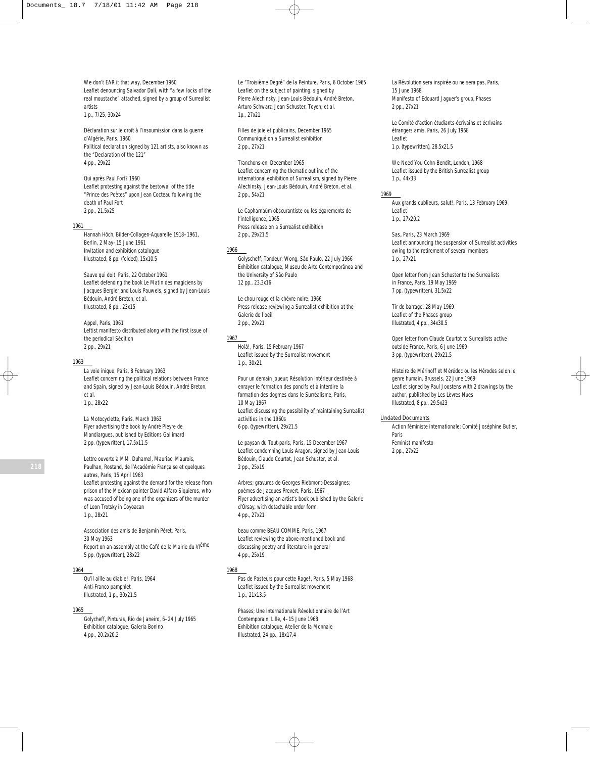We don't EAR it that way, December 1960
Leaflet denouncing Salvador Dalí, with "a few locks of the real moustache" attached, signed by a group of Surrealist artists
1 p., 7/25, 30x24

Déclaration sur le droit à l'insoumission dans la guerre d'Algérie, Paris, 1960
Political declaration signed by 121 artists, also known as the "Declaration of the 121"
4 pp., 29x22

Qui après Paul Fort? 1960
Leaflet protesting against the bestowal of the title "Prince des Poètes" upon Jean Cocteau following the death of Paul Fort
2 pp., 21.5x25

## 1961

Hannah Höch, Bilder-Collagen-Aquarelle 1918–1961, Berlin, 2 May–15 June 1961
Invitation and exhibition catalogue
Illustrated, 8 pp. (folded), 15x10.5

Sauve qui doit, Paris, 22 October 1961
Leaflet defending the book Le Matin des magiciens by Jacques Bergier and Louis Pauwels, signed by Jean-Louis Bédouin, André Breton, et al.
Illustrated, 8 pp., 23x15

Appel, Paris, 1961
Leftist manifesto distributed along with the first issue of the periodical Sédition
2 pp., 29x21

## 1963

La voie inique, Paris, 8 February 1963
Leaflet concerning the political relations between France and Spain, signed by Jean-Louis Bédouin, André Breton, et al.
1 p., 28x22

La Motocyclette, Paris, March 1963
Flyer advertising the book by André Pieyre de Mandiargues, published by Editions Gallimard
2 pp. (typewritten), 17.5x11.5

Lettre ouverte à MM. Duhamel, Mauriac, Maurois, Paulhan, Rostand, de l'Académie Française et quelques autres, Paris, 15 April 1963
Leaflet protesting against the demand for the release from prison of the Mexican painter David Alfaro Siquieros, who was accused of being one of the organizers of the murder of Leon Trotsky in Coyoacan
1 p., 28x21

Association des amis de Benjamin Péret, Paris, 30 May 1963
Report on an assembly at the Café de la Mairie du VIème
5 pp. (typewritten), 28x22

## 1964

Qu'il aille au diable!, Paris, 1964
Anti-Franco pamphlet
Illustrated, 1 p., 30x21.5

## 1965

Golycheff, Pinturas, Rio de Janeiro, 6–24 July 1965
Exhibition catalogue, Galeria Bonino
4 pp., 20.2x20.2

Le "Troisième Degré" de la Peinture, Paris, 6 October 1965
Leaflet on the subject of painting, signed by Pierre Alechinsky, Jean-Louis Bédouin, André Breton, Arturo Schwarz, Jean Schuster, Toyen, et al.
1p., 27x21

Filles de joie et publicains, December 1965
Communiqué on a Surrealist exhibition
2 pp., 27x21

Tranchons-en, December 1965
Leaflet concerning the thematic outline of the international exhibition of Surrealism, signed by Pierre Alechinsky, Jean-Louis Bédouin, André Breton, et al.
2 pp., 54x21

Le Capharnaüm obscurantiste ou les égarements de l'intelligence, 1965
Press release on a Surrealist exhibition
2 pp., 29x21.5

## 1966

Golyscheff; Tondeur; Wong, São Paulo, 22 July 1966
Exhibition catalogue, Museu de Arte Contemporânea and the University of São Paulo
12 pp., 23.3x16

Le chou rouge et la chèvre noire, 1966
Press release reviewing a Surrealist exhibition at the Galerie de l'oeil
2 pp., 29x21

## 1967

Holà!, Paris, 15 February 1967
Leaflet issued by the Surrealist movement
1 p., 30x21

Pour un demain joueur; Résolution intérieur destinée à enrayer le formation des poncifs et à interdire la formation des dogmes dans le Surréalisme, Paris, 10 May 1967
Leaflet discussing the possibility of maintaining Surrealist activities in the 1960s
6 pp. (typewritten), 29x21.5

Le paysan du Tout-paris, Paris, 15 December 1967
Leaflet condemning Louis Aragon, signed by Jean-Louis Bédouin, Claude Courtot, Jean Schuster, et al.
2 pp., 25x19

Arbres; gravures de Georges Riebmont-Dessaignes; poèmes de Jacques Prevert, Paris, 1967
Flyer advertising an artist's book published by the Galerie d'Orsay, with detachable order form
4 pp., 27x21

beau comme BEAU COMME, Paris, 1967
Leaflet reviewing the above-mentioned book and discussing poetry and literature in general
4 pp., 25x19

## 1968

Pas de Pasteurs pour cette Rage!, Paris, 5 May 1968
Leaflet issued by the Surrealist movement
1 p., 21x13.5

Phases; Une Internationale Révolutionnaire de l'Art Contemporain, Lille, 4–15 June 1968
Exhibition catalogue, Atelier de la Monnaie
Illustrated, 24 pp., 18x17.4

La Révolution sera inspirée ou ne sera pas, Paris, 15 June 1968
Manifesto of Edouard Jaguer's group, Phases
2 pp., 27x21

Le Comité d'action étudiants-écrivains et écrivains étrangers amis, Paris, 26 July 1968
Leaflet
1 p. (typewritten), 28.5x21.5

We Need You Cohn-Bendit, London, 1968
Leaflet issued by the British Surrealist group
1 p., 44x33

## 1969

Aux grands oublieurs, salut!, Paris, 13 February 1969
Leaflet
1 p., 27x20.2

Sas, Paris, 23 March 1969
Leaflet announcing the suspension of Surrealist activities owing to the retirement of several members
1 p., 27x21

Open letter from Jean Schuster to the Surrealists in France, Paris, 19 May 1969
7 pp. (typewritten), 31.5x22

Tir de barrage, 28 May 1969
Leaflet of the Phases group
Illustrated, 4 pp., 34x30.5

Open letter from Claude Courtot to Surrealists active outside France, Paris, 6 June 1969
3 pp. (typewritten), 29x21.5

Histoire de Mérinoff et Mérédoc ou les Hérodes selon le genre humain, Brussels, 22 June 1969
Leaflet signed by Paul Joostens with 2 drawings by the author, published by Les Lèvres Nues
Illustrated, 8 pp., 29.5x23

## Undated Documents

Action féministe internationale; Comité Joséphine Butler, Paris
Feminist manifesto
2 pp., 27x22